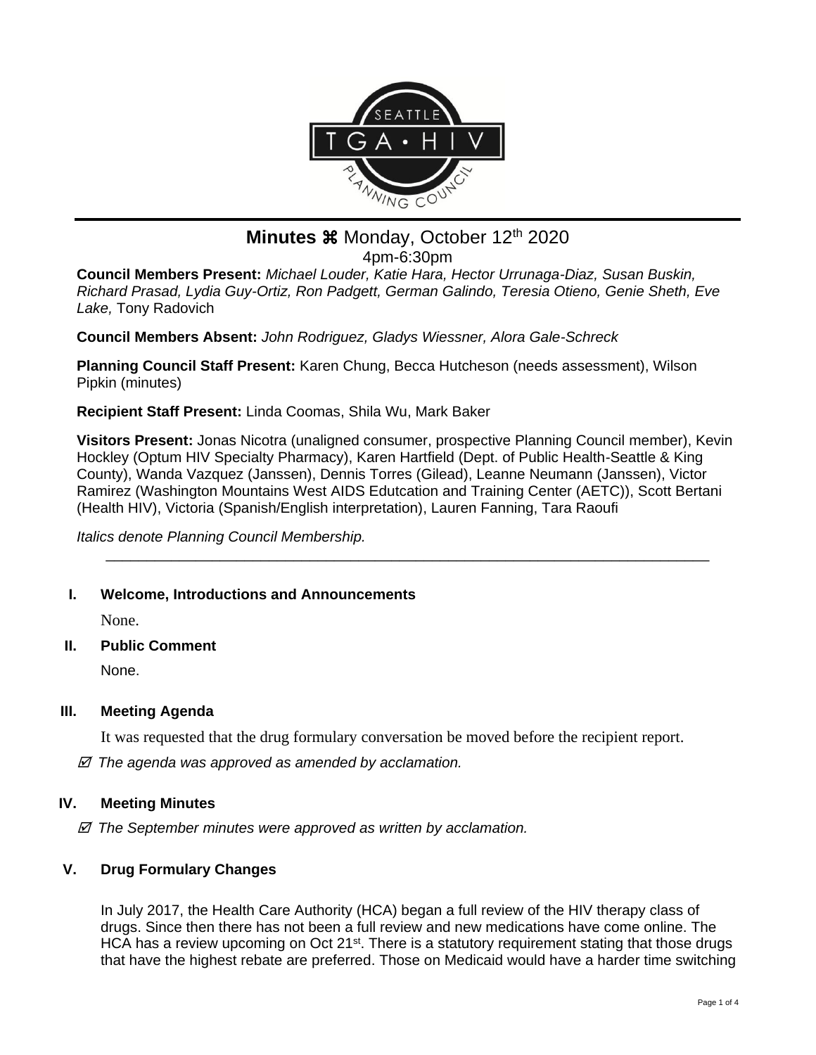# Minutes ⌘ Monday, October 12th 2020

4pm-6:30pm

**Council Members Present:** *Michael Louder, Katie Hara, Hector Urrunaga-Diaz, Susan Buskin, Richard Prasad, Lydia Guy-Ortiz, Ron Padgett, German Galindo, Teresia Otieno, Genie Sheth, Eve Lake,* Tony Radovich

**Council Members Absent:** *John Rodriguez, Gladys Wiessner, Alora Gale-Schreck*

**Planning Council Staff Present:** Karen Chung, Becca Hutcheson (needs assessment), Wilson Pipkin (minutes)

**Recipient Staff Present:** Linda Coomas, Shila Wu, Mark Baker

**Visitors Present:** Jonas Nicotra (unaligned consumer, prospective Planning Council member), Kevin Hockley (Optum HIV Specialty Pharmacy), Karen Hartfield (Dept. of Public Health-Seattle & King County), Wanda Vazquez (Janssen), Dennis Torres (Gilead), Leanne Neumann (Janssen), Victor Ramirez (Washington Mountains West AIDS Edutcation and Training Center (AETC)), Scott Bertani (Health HIV), Victoria (Spanish/English interpretation), Lauren Fanning, Tara Raoufi

*Italics denote Planning Council Membership.*

---

## I. Welcome, Introductions and Announcements

None.

## II. Public Comment

None.

## III. Meeting Agenda

It was requested that the drug formulary conversation be moved before the recipient report.

☑ *The agenda was approved as amended by acclamation.*

## IV. Meeting Minutes

☑ *The September minutes were approved as written by acclamation.*

## V. Drug Formulary Changes

In July 2017, the Health Care Authority (HCA) began a full review of the HIV therapy class of drugs. Since then there has not been a full review and new medications have come online. The HCA has a review upcoming on Oct 21st. There is a statutory requirement stating that those drugs that have the highest rebate are preferred. Those on Medicaid would have a harder time switching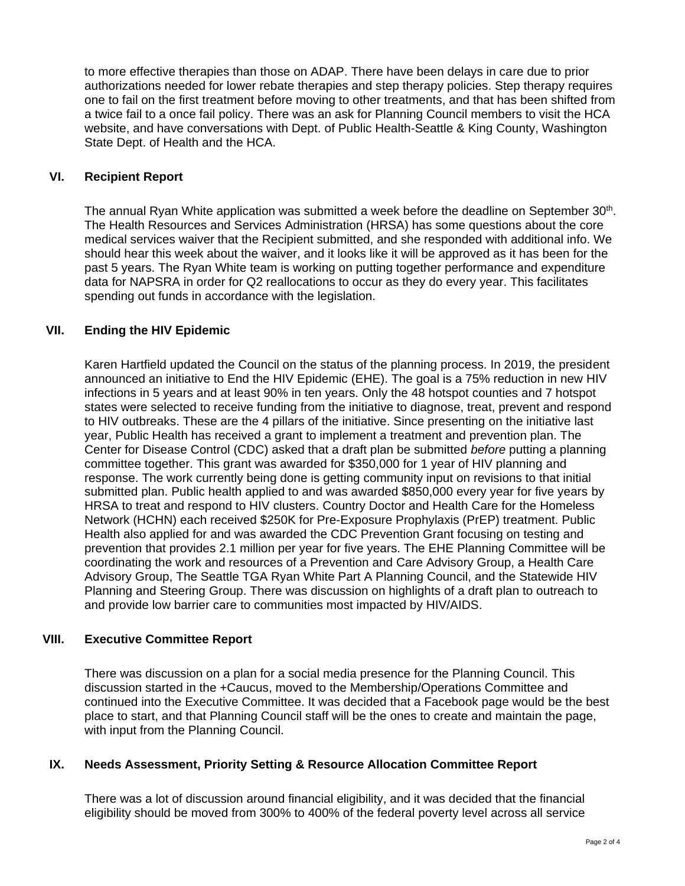to more effective therapies than those on ADAP. There have been delays in care due to prior authorizations needed for lower rebate therapies and step therapy policies. Step therapy requires one to fail on the first treatment before moving to other treatments, and that has been shifted from a twice fail to a once fail policy. There was an ask for Planning Council members to visit the HCA website, and have conversations with Dept. of Public Health-Seattle & King County, Washington State Dept. of Health and the HCA.

## VI. Recipient Report

The annual Ryan White application was submitted a week before the deadline on September 30th. The Health Resources and Services Administration (HRSA) has some questions about the core medical services waiver that the Recipient submitted, and she responded with additional info. We should hear this week about the waiver, and it looks like it will be approved as it has been for the past 5 years. The Ryan White team is working on putting together performance and expenditure data for NAPSRA in order for Q2 reallocations to occur as they do every year. This facilitates spending out funds in accordance with the legislation.

## VII. Ending the HIV Epidemic

Karen Hartfield updated the Council on the status of the planning process. In 2019, the president announced an initiative to End the HIV Epidemic (EHE). The goal is a 75% reduction in new HIV infections in 5 years and at least 90% in ten years. Only the 48 hotspot counties and 7 hotspot states were selected to receive funding from the initiative to diagnose, treat, prevent and respond to HIV outbreaks. These are the 4 pillars of the initiative. Since presenting on the initiative last year, Public Health has received a grant to implement a treatment and prevention plan. The Center for Disease Control (CDC) asked that a draft plan be submitted *before* putting a planning committee together. This grant was awarded for $350,000 for 1 year of HIV planning and response. The work currently being done is getting community input on revisions to that initial submitted plan. Public health applied to and was awarded $850,000 every year for five years by HRSA to treat and respond to HIV clusters. Country Doctor and Health Care for the Homeless Network (HCHN) each received $250K for Pre-Exposure Prophylaxis (PrEP) treatment. Public Health also applied for and was awarded the CDC Prevention Grant focusing on testing and prevention that provides 2.1 million per year for five years. The EHE Planning Committee will be coordinating the work and resources of a Prevention and Care Advisory Group, a Health Care Advisory Group, The Seattle TGA Ryan White Part A Planning Council, and the Statewide HIV Planning and Steering Group. There was discussion on highlights of a draft plan to outreach to and provide low barrier care to communities most impacted by HIV/AIDS.

## VIII. Executive Committee Report

There was discussion on a plan for a social media presence for the Planning Council. This discussion started in the +Caucus, moved to the Membership/Operations Committee and continued into the Executive Committee. It was decided that a Facebook page would be the best place to start, and that Planning Council staff will be the ones to create and maintain the page, with input from the Planning Council.

## IX. Needs Assessment, Priority Setting & Resource Allocation Committee Report

There was a lot of discussion around financial eligibility, and it was decided that the financial eligibility should be moved from 300% to 400% of the federal poverty level across all service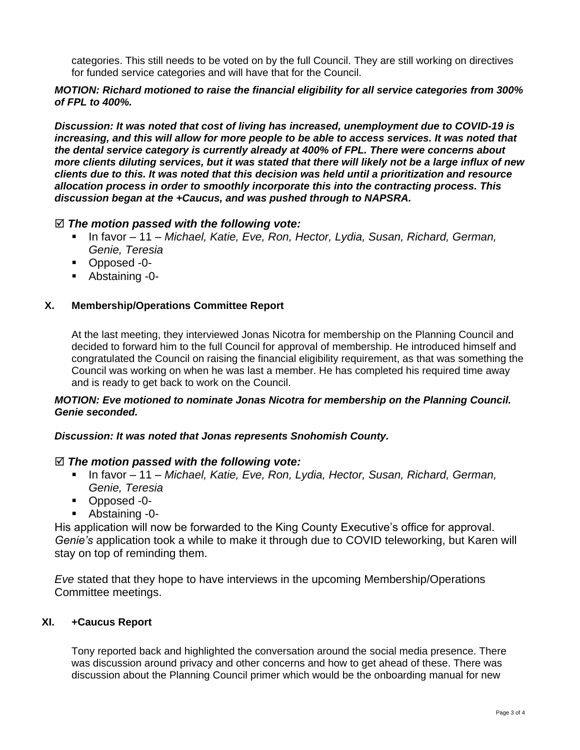categories. This still needs to be voted on by the full Council. They are still working on directives for funded service categories and will have that for the Council.

***MOTION: Richard motioned to raise the financial eligibility for all service categories from 300% of FPL to 400%.***

***Discussion: It was noted that cost of living has increased, unemployment due to COVID-19 is increasing, and this will allow for more people to be able to access services. It was noted that the dental service category is currently already at 400% of FPL. There were concerns about more clients diluting services, but it was stated that there will likely not be a large influx of new clients due to this. It was noted that this decision was held until a prioritization and resource allocation process in order to smoothly incorporate this into the contracting process. This discussion began at the +Caucus, and was pushed through to NAPSRA.***

☑ ***The motion passed with the following vote:***

- In favor – 11 – *Michael, Katie, Eve, Ron, Hector, Lydia, Susan, Richard, German, Genie, Teresia*
- Opposed -0-
- Abstaining -0-

## X. Membership/Operations Committee Report

At the last meeting, they interviewed Jonas Nicotra for membership on the Planning Council and decided to forward him to the full Council for approval of membership. He introduced himself and congratulated the Council on raising the financial eligibility requirement, as that was something the Council was working on when he was last a member. He has completed his required time away and is ready to get back to work on the Council.

***MOTION: Eve motioned to nominate Jonas Nicotra for membership on the Planning Council. Genie seconded.***

***Discussion: It was noted that Jonas represents Snohomish County.***

☑ ***The motion passed with the following vote:***

- In favor – 11 – *Michael, Katie, Eve, Ron, Lydia, Hector, Susan, Richard, German, Genie, Teresia*
- Opposed -0-
- Abstaining -0-

His application will now be forwarded to the King County Executive's office for approval. *Genie's* application took a while to make it through due to COVID teleworking, but Karen will stay on top of reminding them.

*Eve* stated that they hope to have interviews in the upcoming Membership/Operations Committee meetings.

## XI. +Caucus Report

Tony reported back and highlighted the conversation around the social media presence. There was discussion around privacy and other concerns and how to get ahead of these. There was discussion about the Planning Council primer which would be the onboarding manual for new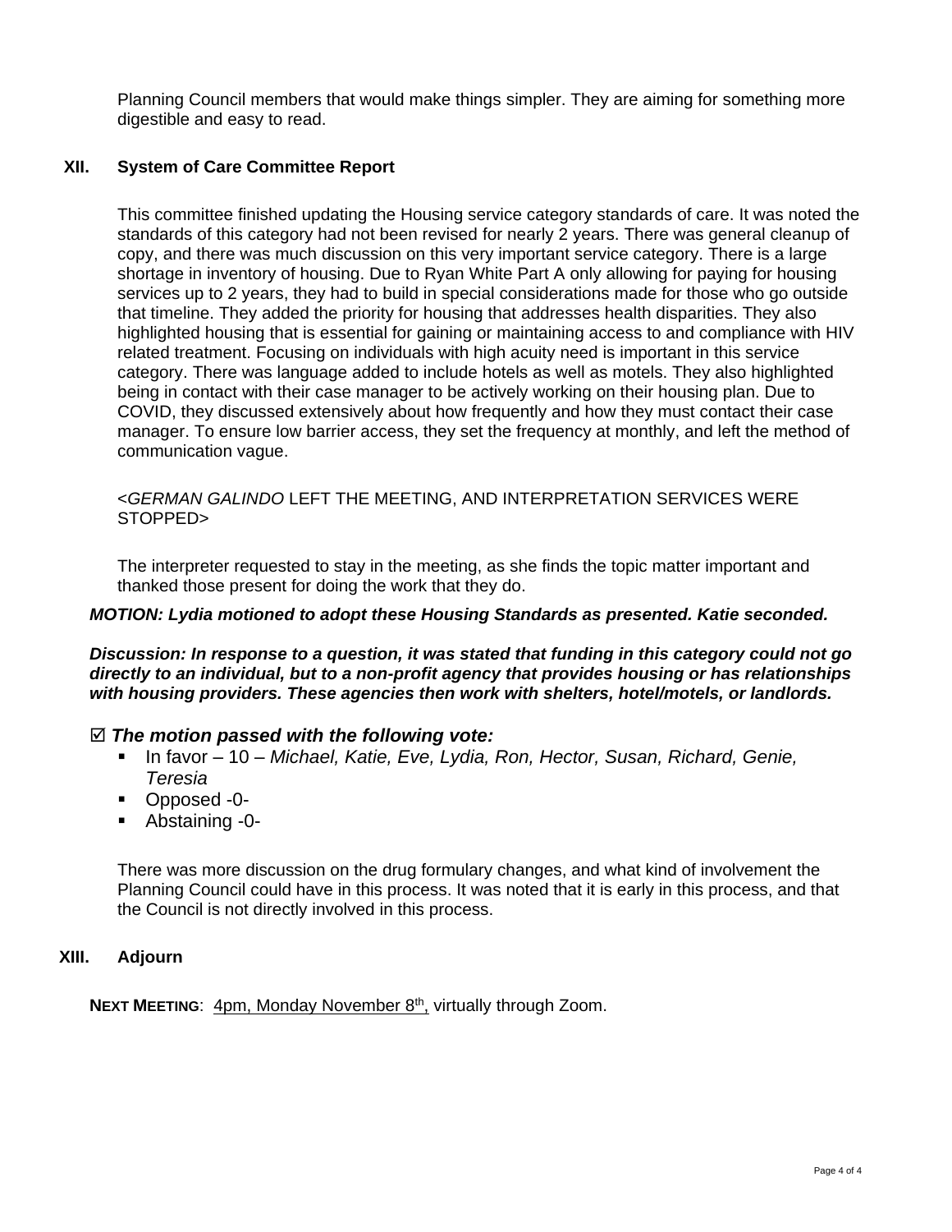Planning Council members that would make things simpler. They are aiming for something more digestible and easy to read.

## XII. System of Care Committee Report

This committee finished updating the Housing service category standards of care. It was noted the standards of this category had not been revised for nearly 2 years. There was general cleanup of copy, and there was much discussion on this very important service category. There is a large shortage in inventory of housing. Due to Ryan White Part A only allowing for paying for housing services up to 2 years, they had to build in special considerations made for those who go outside that timeline. They added the priority for housing that addresses health disparities. They also highlighted housing that is essential for gaining or maintaining access to and compliance with HIV related treatment. Focusing on individuals with high acuity need is important in this service category. There was language added to include hotels as well as motels. They also highlighted being in contact with their case manager to be actively working on their housing plan. Due to COVID, they discussed extensively about how frequently and how they must contact their case manager. To ensure low barrier access, they set the frequency at monthly, and left the method of communication vague.

<*GERMAN GALINDO* LEFT THE MEETING, AND INTERPRETATION SERVICES WERE STOPPED>

The interpreter requested to stay in the meeting, as she finds the topic matter important and thanked those present for doing the work that they do.

***MOTION: Lydia motioned to adopt these Housing Standards as presented. Katie seconded.***

***Discussion: In response to a question, it was stated that funding in this category could not go directly to an individual, but to a non-profit agency that provides housing or has relationships with housing providers. These agencies then work with shelters, hotel/motels, or landlords.***

☑ ***The motion passed with the following vote:***

- In favor – 10 – *Michael, Katie, Eve, Lydia, Ron, Hector, Susan, Richard, Genie, Teresia*
- Opposed -0-
- Abstaining -0-

There was more discussion on the drug formulary changes, and what kind of involvement the Planning Council could have in this process. It was noted that it is early in this process, and that the Council is not directly involved in this process.

## XIII. Adjourn

**NEXT MEETING**: 4pm, Monday November 8th, virtually through Zoom.